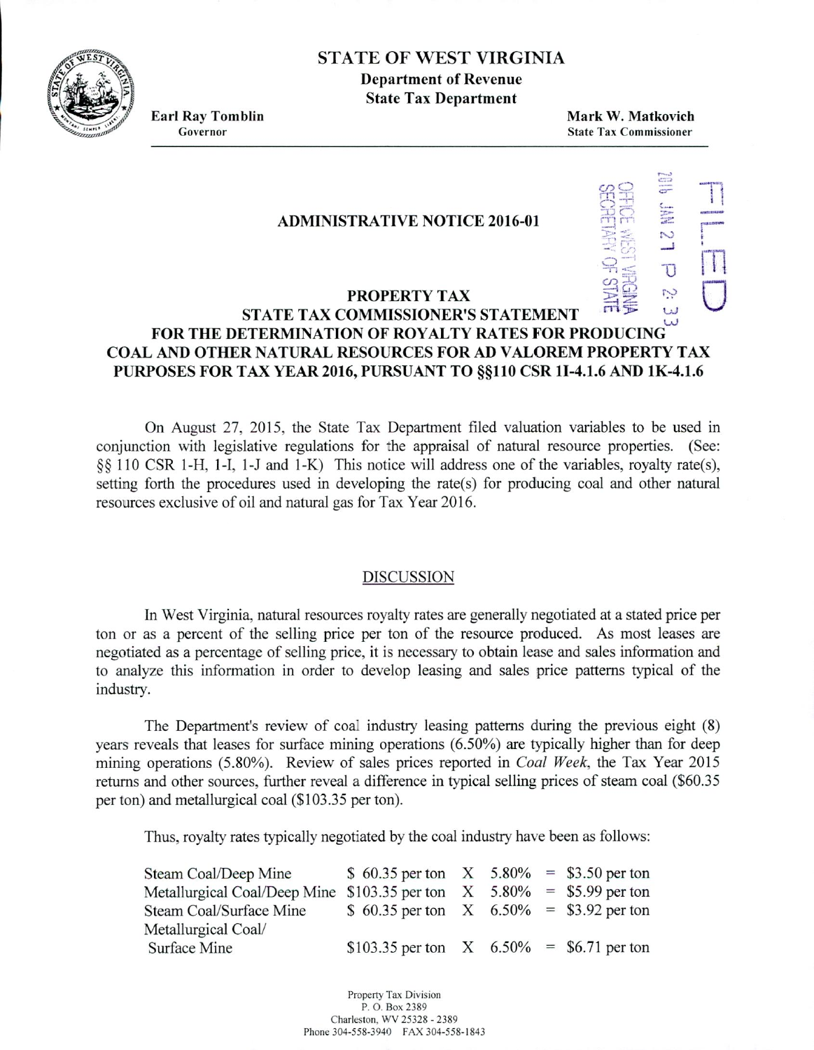# STATE OF WEST VIRGINIA

**Department of Revenue**
**State Tax Department**

**Earl Ray Tomblin**
Governor

**Mark W. Matkovich**
State Tax Commissioner

FILED
2016 JAN 27 P 2: 33
OFFICE WEST VIRGINIA
SECRETARY OF STATE

## ADMINISTRATIVE NOTICE 2016-01

## PROPERTY TAX
## STATE TAX COMMISSIONER'S STATEMENT FOR THE DETERMINATION OF ROYALTY RATES FOR PRODUCING COAL AND OTHER NATURAL RESOURCES FOR AD VALOREM PROPERTY TAX PURPOSES FOR TAX YEAR 2016, PURSUANT TO §§110 CSR 1I-4.1.6 AND 1K-4.1.6

On August 27, 2015, the State Tax Department filed valuation variables to be used in conjunction with legislative regulations for the appraisal of natural resource properties. (See: §§ 110 CSR 1-H, 1-I, 1-J and 1-K) This notice will address one of the variables, royalty rate(s), setting forth the procedures used in developing the rate(s) for producing coal and other natural resources exclusive of oil and natural gas for Tax Year 2016.

### DISCUSSION

In West Virginia, natural resources royalty rates are generally negotiated at a stated price per ton or as a percent of the selling price per ton of the resource produced. As most leases are negotiated as a percentage of selling price, it is necessary to obtain lease and sales information and to analyze this information in order to develop leasing and sales price patterns typical of the industry.

The Department's review of coal industry leasing patterns during the previous eight (8) years reveals that leases for surface mining operations (6.50%) are typically higher than for deep mining operations (5.80%). Review of sales prices reported in *Coal Week*, the Tax Year 2015 returns and other sources, further reveal a difference in typical selling prices of steam coal ($60.35 per ton) and metallurgical coal ($103.35 per ton).

Thus, royalty rates typically negotiated by the coal industry have been as follows:

| | | | | | |
|---|---|---|---|---|---|
| Steam Coal/Deep Mine | $ 60.35 per ton | X | 5.80% | = | $3.50 per ton |
| Metallurgical Coal/Deep Mine | $103.35 per ton | X | 5.80% | = | $5.99 per ton |
| Steam Coal/Surface Mine | $ 60.35 per ton | X | 6.50% | = | $3.92 per ton |
| Metallurgical Coal/ Surface Mine | $103.35 per ton | X | 6.50% | = | $6.71 per ton |

Property Tax Division
P. O. Box 2389
Charleston, WV 25328 - 2389
Phone 304-558-3940 FAX 304-558-1843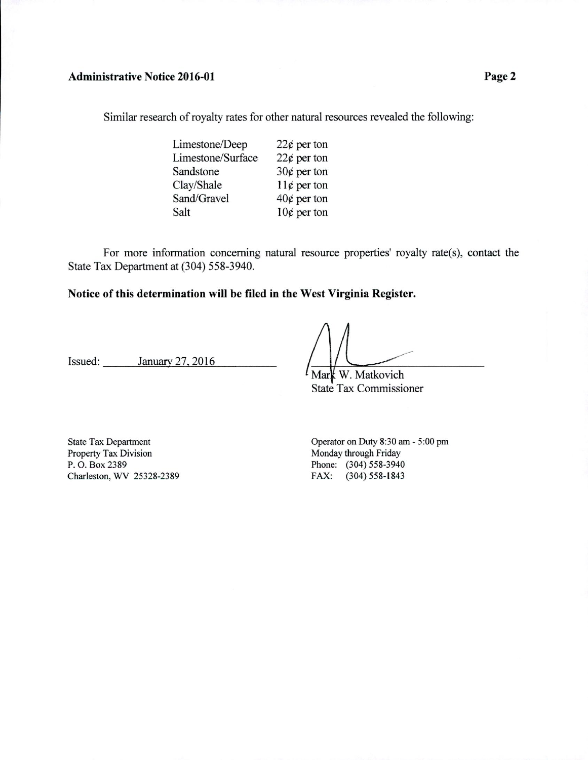Similar research of royalty rates for other natural resources revealed the following:

| | |
|---|---|
| Limestone/Deep | 22¢ per ton |
| Limestone/Surface | 22¢ per ton |
| Sandstone | 30¢ per ton |
| Clay/Shale | 11¢ per ton |
| Sand/Gravel | 40¢ per ton |
| Salt | 10¢ per ton |

For more information concerning natural resource properties' royalty rate(s), contact the State Tax Department at (304) 558-3940.

**Notice of this determination will be filed in the West Virginia Register.**

Issued: January 27, 2016

Mark W. Matkovich
State Tax Commissioner

State Tax Department
Property Tax Division
P. O. Box 2389
Charleston, WV 25328-2389

Operator on Duty 8:30 am - 5:00 pm
Monday through Friday
Phone: (304) 558-3940
FAX: (304) 558-1843